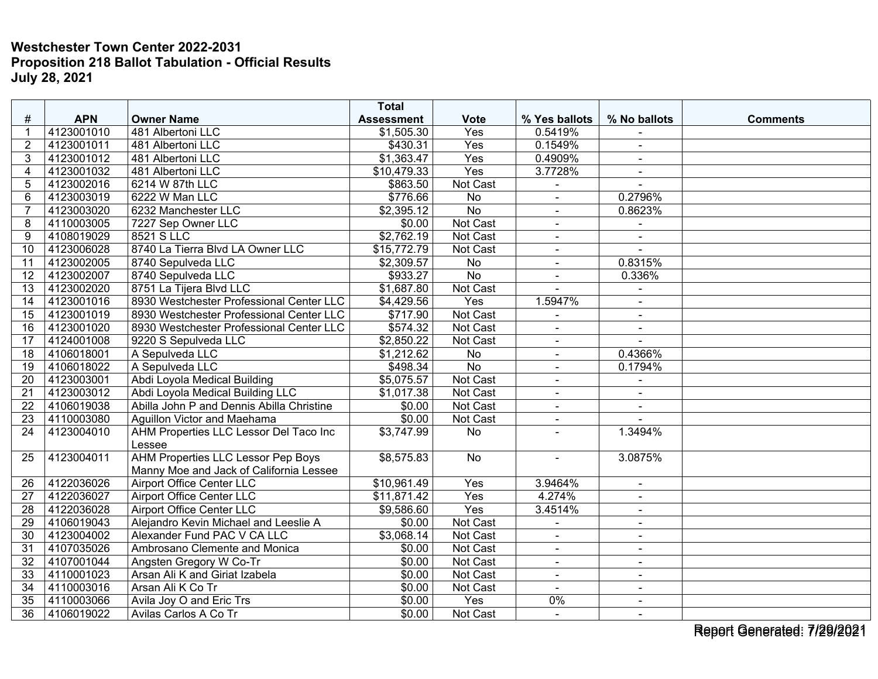**Westchester Town Center 2022-2031**
**Proposition 218 Ballot Tabulation - Official Results**
**July 28, 2021**

| # | APN | Owner Name | Total Assessment | Vote | % Yes ballots | % No ballots | Comments |
|---|---|---|---|---|---|---|---|
| 1 | 4123001010 | 481 Albertoni LLC | $1,505.30 | Yes | 0.5419% | - | |
| 2 | 4123001011 | 481 Albertoni LLC | $430.31 | Yes | 0.1549% | - | |
| 3 | 4123001012 | 481 Albertoni LLC | $1,363.47 | Yes | 0.4909% | - | |
| 4 | 4123001032 | 481 Albertoni LLC | $10,479.33 | Yes | 3.7728% | - | |
| 5 | 4123002016 | 6214 W 87th LLC | $863.50 | Not Cast | - | - | |
| 6 | 4123003019 | 6222 W Man LLC | $776.66 | No | - | 0.2796% | |
| 7 | 4123003020 | 6232 Manchester LLC | $2,395.12 | No | - | 0.8623% | |
| 8 | 4110003005 | 7227 Sep Owner LLC | $0.00 | Not Cast | - | - | |
| 9 | 4108019029 | 8521 S LLC | $2,762.19 | Not Cast | - | - | |
| 10 | 4123006028 | 8740 La Tierra Blvd LA Owner LLC | $15,772.79 | Not Cast | - | - | |
| 11 | 4123002005 | 8740 Sepulveda LLC | $2,309.57 | No | - | 0.8315% | |
| 12 | 4123002007 | 8740 Sepulveda LLC | $933.27 | No | - | 0.336% | |
| 13 | 4123002020 | 8751 La Tijera Blvd LLC | $1,687.80 | Not Cast | - | - | |
| 14 | 4123001016 | 8930 Westchester Professional Center LLC | $4,429.56 | Yes | 1.5947% | - | |
| 15 | 4123001019 | 8930 Westchester Professional Center LLC | $717.90 | Not Cast | - | - | |
| 16 | 4123001020 | 8930 Westchester Professional Center LLC | $574.32 | Not Cast | - | - | |
| 17 | 4124001008 | 9220 S Sepulveda LLC | $2,850.22 | Not Cast | - | - | |
| 18 | 4106018001 | A Sepulveda LLC | $1,212.62 | No | - | 0.4366% | |
| 19 | 4106018022 | A Sepulveda LLC | $498.34 | No | - | 0.1794% | |
| 20 | 4123003001 | Abdi Loyola Medical Building | $5,075.57 | Not Cast | - | - | |
| 21 | 4123003012 | Abdi Loyola Medical Building LLC | $1,017.38 | Not Cast | - | - | |
| 22 | 4106019038 | Abilla John P and Dennis Abilla Christine | $0.00 | Not Cast | - | - | |
| 23 | 4110003080 | Aguillon Victor and Maehama | $0.00 | Not Cast | - | - | |
| 24 | 4123004010 | AHM Properties LLC Lessor Del Taco Inc Lessee | $3,747.99 | No | - | 1.3494% | |
| 25 | 4123004011 | AHM Properties LLC Lessor Pep Boys Manny Moe and Jack of California Lessee | $8,575.83 | No | - | 3.0875% | |
| 26 | 4122036026 | Airport Office Center LLC | $10,961.49 | Yes | 3.9464% | - | |
| 27 | 4122036027 | Airport Office Center LLC | $11,871.42 | Yes | 4.274% | - | |
| 28 | 4122036028 | Airport Office Center LLC | $9,586.60 | Yes | 3.4514% | - | |
| 29 | 4106019043 | Alejandro Kevin Michael and Leeslie A | $0.00 | Not Cast | - | - | |
| 30 | 4123004002 | Alexander Fund PAC V CA LLC | $3,068.14 | Not Cast | - | - | |
| 31 | 4107035026 | Ambrosano Clemente and Monica | $0.00 | Not Cast | - | - | |
| 32 | 4107001044 | Angsten Gregory W Co-Tr | $0.00 | Not Cast | - | - | |
| 33 | 4110001023 | Arsan Ali K and Giriat Izabela | $0.00 | Not Cast | - | - | |
| 34 | 4110003016 | Arsan Ali K Co Tr | $0.00 | Not Cast | - | - | |
| 35 | 4110003066 | Avila Joy O and Eric Trs | $0.00 | Yes | 0% | - | |
| 36 | 4106019022 | Avilas Carlos A Co Tr | $0.00 | Not Cast | - | - | |

Report Generated: 7/29/2021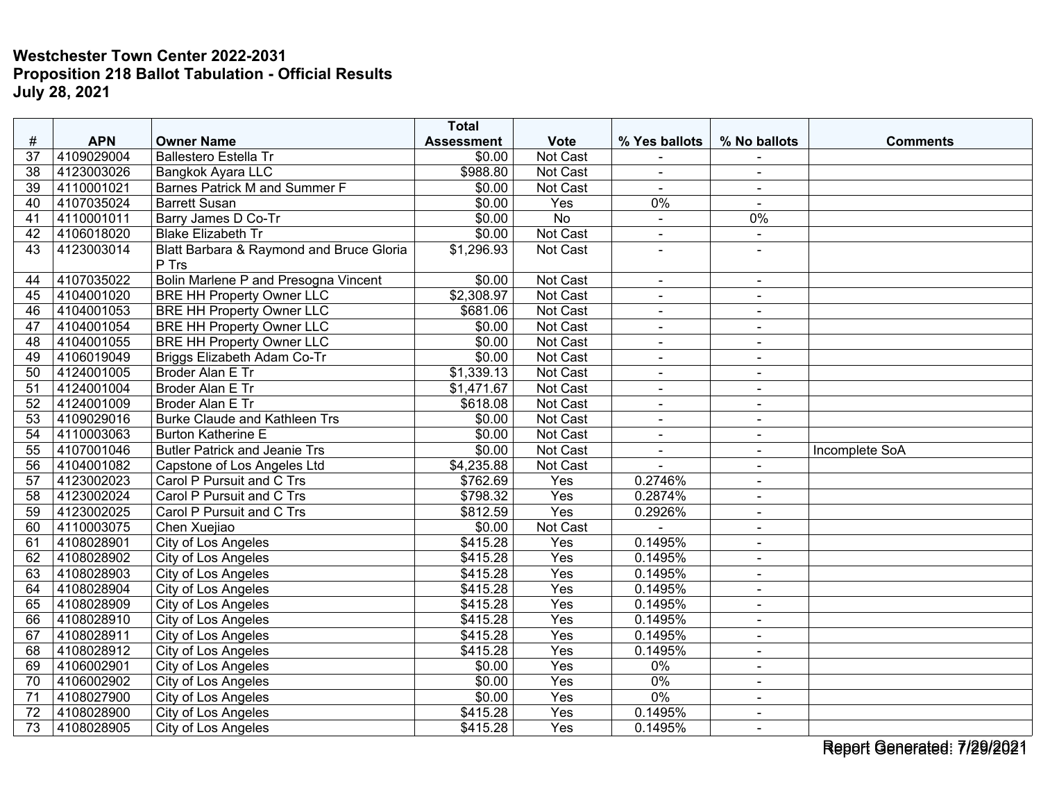**Westchester Town Center 2022-2031**
**Proposition 218 Ballot Tabulation - Official Results**
**July 28, 2021**

| # | APN | Owner Name | Total Assessment | Vote | % Yes ballots | % No ballots | Comments |
|---|---|---|---|---|---|---|---|
| 37 | 4109029004 | Ballestero Estella Tr | $0.00 | Not Cast | - | - | |
| 38 | 4123003026 | Bangkok Ayara LLC | $988.80 | Not Cast | - | - | |
| 39 | 4110001021 | Barnes Patrick M and Summer F | $0.00 | Not Cast | - | - | |
| 40 | 4107035024 | Barrett Susan | $0.00 | Yes | 0% | - | |
| 41 | 4110001011 | Barry James D Co-Tr | $0.00 | No | - | 0% | |
| 42 | 4106018020 | Blake Elizabeth Tr | $0.00 | Not Cast | - | - | |
| 43 | 4123003014 | Blatt Barbara & Raymond and Bruce Gloria P Trs | $1,296.93 | Not Cast | - | - | |
| 44 | 4107035022 | Bolin Marlene P and Presogna Vincent | $0.00 | Not Cast | - | - | |
| 45 | 4104001020 | BRE HH Property Owner LLC | $2,308.97 | Not Cast | - | - | |
| 46 | 4104001053 | BRE HH Property Owner LLC | $681.06 | Not Cast | - | - | |
| 47 | 4104001054 | BRE HH Property Owner LLC | $0.00 | Not Cast | - | - | |
| 48 | 4104001055 | BRE HH Property Owner LLC | $0.00 | Not Cast | - | - | |
| 49 | 4106019049 | Briggs Elizabeth Adam Co-Tr | $0.00 | Not Cast | - | - | |
| 50 | 4124001005 | Broder Alan E Tr | $1,339.13 | Not Cast | - | - | |
| 51 | 4124001004 | Broder Alan E Tr | $1,471.67 | Not Cast | - | - | |
| 52 | 4124001009 | Broder Alan E Tr | $618.08 | Not Cast | - | - | |
| 53 | 4109029016 | Burke Claude and Kathleen Trs | $0.00 | Not Cast | - | - | |
| 54 | 4110003063 | Burton Katherine E | $0.00 | Not Cast | - | - | |
| 55 | 4107001046 | Butler Patrick and Jeanie Trs | $0.00 | Not Cast | - | - | Incomplete SoA |
| 56 | 4104001082 | Capstone of Los Angeles Ltd | $4,235.88 | Not Cast | - | - | |
| 57 | 4123002023 | Carol P Pursuit and C Trs | $762.69 | Yes | 0.2746% | - | |
| 58 | 4123002024 | Carol P Pursuit and C Trs | $798.32 | Yes | 0.2874% | - | |
| 59 | 4123002025 | Carol P Pursuit and C Trs | $812.59 | Yes | 0.2926% | - | |
| 60 | 4110003075 | Chen Xuejiao | $0.00 | Not Cast | - | - | |
| 61 | 4108028901 | City of Los Angeles | $415.28 | Yes | 0.1495% | - | |
| 62 | 4108028902 | City of Los Angeles | $415.28 | Yes | 0.1495% | - | |
| 63 | 4108028903 | City of Los Angeles | $415.28 | Yes | 0.1495% | - | |
| 64 | 4108028904 | City of Los Angeles | $415.28 | Yes | 0.1495% | - | |
| 65 | 4108028909 | City of Los Angeles | $415.28 | Yes | 0.1495% | - | |
| 66 | 4108028910 | City of Los Angeles | $415.28 | Yes | 0.1495% | - | |
| 67 | 4108028911 | City of Los Angeles | $415.28 | Yes | 0.1495% | - | |
| 68 | 4108028912 | City of Los Angeles | $415.28 | Yes | 0.1495% | - | |
| 69 | 4106002901 | City of Los Angeles | $0.00 | Yes | 0% | - | |
| 70 | 4106002902 | City of Los Angeles | $0.00 | Yes | 0% | - | |
| 71 | 4108027900 | City of Los Angeles | $0.00 | Yes | 0% | - | |
| 72 | 4108028900 | City of Los Angeles | $415.28 | Yes | 0.1495% | - | |
| 73 | 4108028905 | City of Los Angeles | $415.28 | Yes | 0.1495% | - | |

Report Generated: 7/29/2021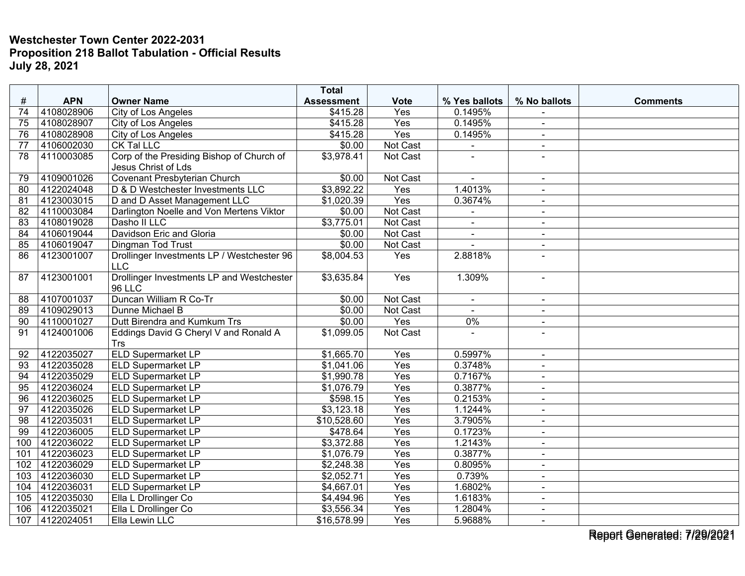**Westchester Town Center 2022-2031**
**Proposition 218 Ballot Tabulation - Official Results**
**July 28, 2021**

| # | APN | Owner Name | Total Assessment | Vote | % Yes ballots | % No ballots | Comments |
|---|---|---|---|---|---|---|---|
| 74 | 4108028906 | City of Los Angeles | $415.28 | Yes | 0.1495% | - | |
| 75 | 4108028907 | City of Los Angeles | $415.28 | Yes | 0.1495% | - | |
| 76 | 4108028908 | City of Los Angeles | $415.28 | Yes | 0.1495% | - | |
| 77 | 4106002030 | CK Tal LLC | $0.00 | Not Cast | - | - | |
| 78 | 4110003085 | Corp of the Presiding Bishop of Church of Jesus Christ of Lds | $3,978.41 | Not Cast | - | - | |
| 79 | 4109001026 | Covenant Presbyterian Church | $0.00 | Not Cast | - | - | |
| 80 | 4122024048 | D & D Westchester Investments LLC | $3,892.22 | Yes | 1.4013% | - | |
| 81 | 4123003015 | D and D Asset Management LLC | $1,020.39 | Yes | 0.3674% | - | |
| 82 | 4110003084 | Darlington Noelle and Von Mertens Viktor | $0.00 | Not Cast | - | - | |
| 83 | 4108019028 | Dasho II LLC | $3,775.01 | Not Cast | - | - | |
| 84 | 4106019044 | Davidson Eric and Gloria | $0.00 | Not Cast | - | - | |
| 85 | 4106019047 | Dingman Tod Trust | $0.00 | Not Cast | - | - | |
| 86 | 4123001007 | Drollinger Investments LP / Westchester 96 LLC | $8,004.53 | Yes | 2.8818% | - | |
| 87 | 4123001001 | Drollinger Investments LP and Westchester 96 LLC | $3,635.84 | Yes | 1.309% | - | |
| 88 | 4107001037 | Duncan William R Co-Tr | $0.00 | Not Cast | - | - | |
| 89 | 4109029013 | Dunne Michael B | $0.00 | Not Cast | - | - | |
| 90 | 4110001027 | Dutt Birendra and Kumkum Trs | $0.00 | Yes | 0% | - | |
| 91 | 4124001006 | Eddings David G Cheryl V and Ronald A Trs | $1,099.05 | Not Cast | - | - | |
| 92 | 4122035027 | ELD Supermarket LP | $1,665.70 | Yes | 0.5997% | - | |
| 93 | 4122035028 | ELD Supermarket LP | $1,041.06 | Yes | 0.3748% | - | |
| 94 | 4122035029 | ELD Supermarket LP | $1,990.78 | Yes | 0.7167% | - | |
| 95 | 4122036024 | ELD Supermarket LP | $1,076.79 | Yes | 0.3877% | - | |
| 96 | 4122036025 | ELD Supermarket LP | $598.15 | Yes | 0.2153% | - | |
| 97 | 4122035026 | ELD Supermarket LP | $3,123.18 | Yes | 1.1244% | - | |
| 98 | 4122035031 | ELD Supermarket LP | $10,528.60 | Yes | 3.7905% | - | |
| 99 | 4122036005 | ELD Supermarket LP | $478.64 | Yes | 0.1723% | - | |
| 100 | 4122036022 | ELD Supermarket LP | $3,372.88 | Yes | 1.2143% | - | |
| 101 | 4122036023 | ELD Supermarket LP | $1,076.79 | Yes | 0.3877% | - | |
| 102 | 4122036029 | ELD Supermarket LP | $2,248.38 | Yes | 0.8095% | - | |
| 103 | 4122036030 | ELD Supermarket LP | $2,052.71 | Yes | 0.739% | - | |
| 104 | 4122036031 | ELD Supermarket LP | $4,667.01 | Yes | 1.6802% | - | |
| 105 | 4122035030 | Ella L Drollinger Co | $4,494.96 | Yes | 1.6183% | - | |
| 106 | 4122035021 | Ella L Drollinger Co | $3,556.34 | Yes | 1.2804% | - | |
| 107 | 4122024051 | Ella Lewin LLC | $16,578.99 | Yes | 5.9688% | - | |

Report Generated: 7/29/2021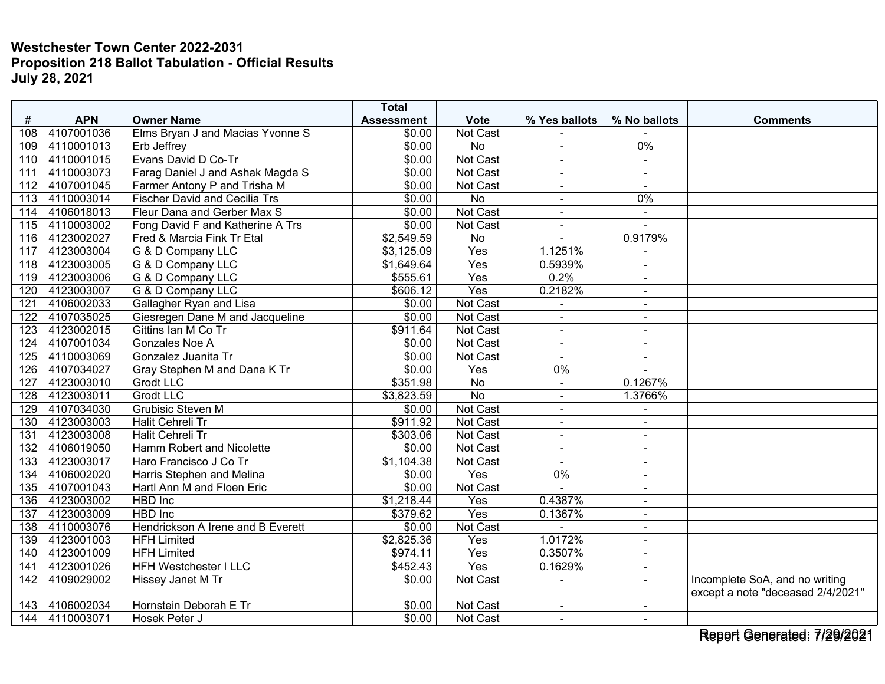**Westchester Town Center 2022-2031**
**Proposition 218 Ballot Tabulation - Official Results**
**July 28, 2021**

| # | APN | Owner Name | Total Assessment | Vote | % Yes ballots | % No ballots | Comments |
|---|---|---|---|---|---|---|---|
| 108 | 4107001036 | Elms Bryan J and Macias Yvonne S | $0.00 | Not Cast | - | - | |
| 109 | 4110001013 | Erb Jeffrey | $0.00 | No | - | 0% | |
| 110 | 4110001015 | Evans David D Co-Tr | $0.00 | Not Cast | - | - | |
| 111 | 4110003073 | Farag Daniel J and Ashak Magda S | $0.00 | Not Cast | - | - | |
| 112 | 4107001045 | Farmer Antony P and Trisha M | $0.00 | Not Cast | - | - | |
| 113 | 4110003014 | Fischer David and Cecilia Trs | $0.00 | No | - | 0% | |
| 114 | 4106018013 | Fleur Dana and Gerber Max S | $0.00 | Not Cast | - | - | |
| 115 | 4110003002 | Fong David F and Katherine A Trs | $0.00 | Not Cast | - | - | |
| 116 | 4123002027 | Fred & Marcia Fink Tr Etal | $2,549.59 | No | - | 0.9179% | |
| 117 | 4123003004 | G & D Company LLC | $3,125.09 | Yes | 1.1251% | - | |
| 118 | 4123003005 | G & D Company LLC | $1,649.64 | Yes | 0.5939% | - | |
| 119 | 4123003006 | G & D Company LLC | $555.61 | Yes | 0.2% | - | |
| 120 | 4123003007 | G & D Company LLC | $606.12 | Yes | 0.2182% | - | |
| 121 | 4106002033 | Gallagher Ryan and Lisa | $0.00 | Not Cast | - | - | |
| 122 | 4107035025 | Giesregen Dane M and Jacqueline | $0.00 | Not Cast | - | - | |
| 123 | 4123002015 | Gittins Ian M Co Tr | $911.64 | Not Cast | - | - | |
| 124 | 4107001034 | Gonzales Noe A | $0.00 | Not Cast | - | - | |
| 125 | 4110003069 | Gonzalez Juanita Tr | $0.00 | Not Cast | - | - | |
| 126 | 4107034027 | Gray Stephen M and Dana K Tr | $0.00 | Yes | 0% | - | |
| 127 | 4123003010 | Grodt LLC | $351.98 | No | - | 0.1267% | |
| 128 | 4123003011 | Grodt LLC | $3,823.59 | No | - | 1.3766% | |
| 129 | 4107034030 | Grubisic Steven M | $0.00 | Not Cast | - | - | |
| 130 | 4123003003 | Halit Cehreli Tr | $911.92 | Not Cast | - | - | |
| 131 | 4123003008 | Halit Cehreli Tr | $303.06 | Not Cast | - | - | |
| 132 | 4106019050 | Hamm Robert and Nicolette | $0.00 | Not Cast | - | - | |
| 133 | 4123003017 | Haro Francisco J Co Tr | $1,104.38 | Not Cast | - | - | |
| 134 | 4106002020 | Harris Stephen and Melina | $0.00 | Yes | 0% | - | |
| 135 | 4107001043 | Hartl Ann M and Floen Eric | $0.00 | Not Cast | - | - | |
| 136 | 4123003002 | HBD Inc | $1,218.44 | Yes | 0.4387% | - | |
| 137 | 4123003009 | HBD Inc | $379.62 | Yes | 0.1367% | - | |
| 138 | 4110003076 | Hendrickson A Irene and B Everett | $0.00 | Not Cast | - | - | |
| 139 | 4123001003 | HFH Limited | $2,825.36 | Yes | 1.0172% | - | |
| 140 | 4123001009 | HFH Limited | $974.11 | Yes | 0.3507% | - | |
| 141 | 4123001026 | HFH Westchester I LLC | $452.43 | Yes | 0.1629% | - | |
| 142 | 4109029002 | Hissey Janet M Tr | $0.00 | Not Cast | - | - | Incomplete SoA, and no writing except a note "deceased 2/4/2021" |
| 143 | 4106002034 | Hornstein Deborah E Tr | $0.00 | Not Cast | - | - | |
| 144 | 4110003071 | Hosek Peter J | $0.00 | Not Cast | - | - | |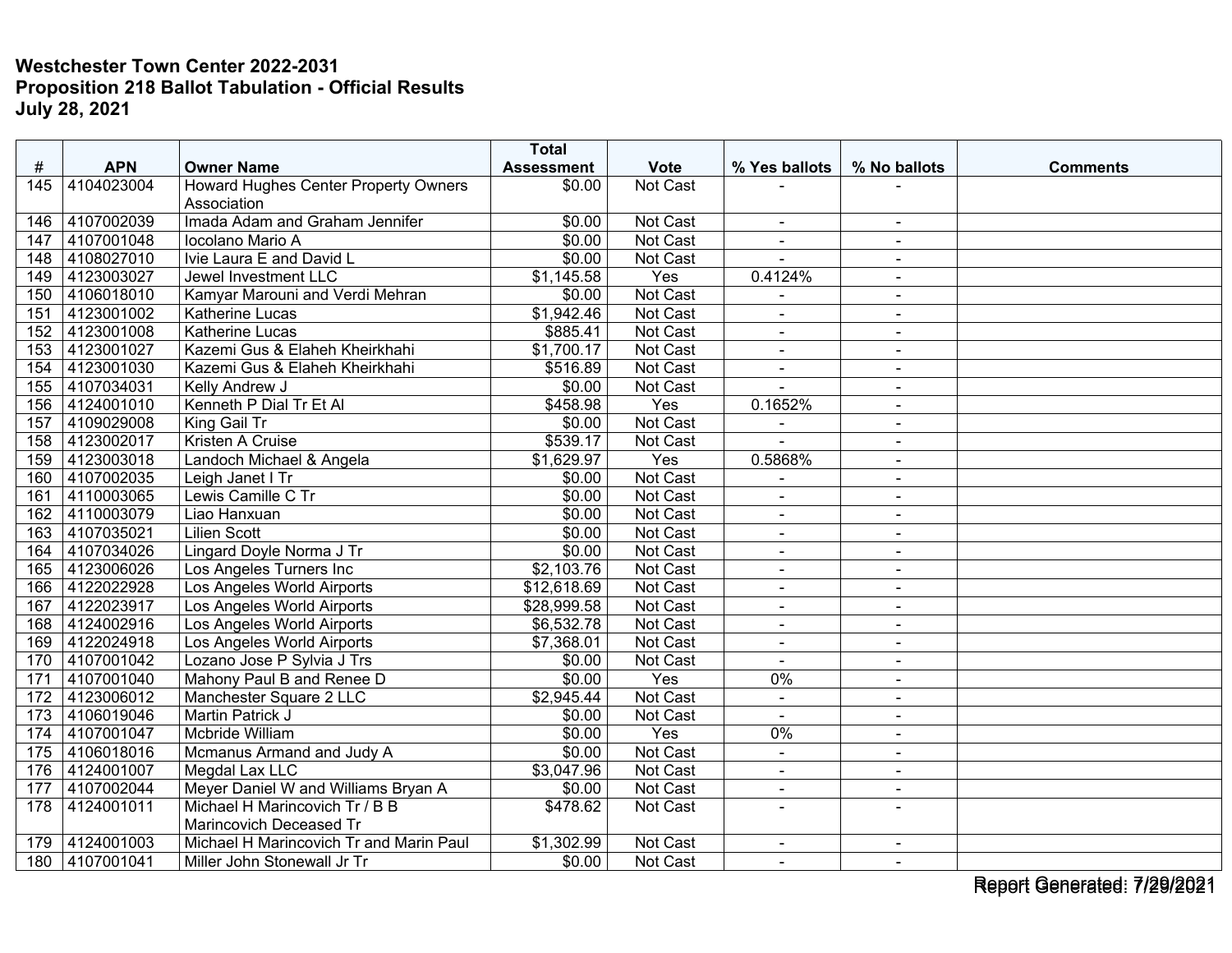**Westchester Town Center 2022-2031**
**Proposition 218 Ballot Tabulation - Official Results**
**July 28, 2021**

| # | APN | Owner Name | Total Assessment | Vote | % Yes ballots | % No ballots | Comments |
|---|---|---|---|---|---|---|---|
| 145 | 4104023004 | Howard Hughes Center Property Owners Association | $0.00 | Not Cast | - | - | |
| 146 | 4107002039 | Imada Adam and Graham Jennifer | $0.00 | Not Cast | - | - | |
| 147 | 4107001048 | Iocolano Mario A | $0.00 | Not Cast | - | - | |
| 148 | 4108027010 | Ivie Laura E and David L | $0.00 | Not Cast | - | - | |
| 149 | 4123003027 | Jewel Investment LLC | $1,145.58 | Yes | 0.4124% | - | |
| 150 | 4106018010 | Kamyar Marouni and Verdi Mehran | $0.00 | Not Cast | - | - | |
| 151 | 4123001002 | Katherine Lucas | $1,942.46 | Not Cast | - | - | |
| 152 | 4123001008 | Katherine Lucas | $885.41 | Not Cast | - | - | |
| 153 | 4123001027 | Kazemi Gus & Elaheh Kheirkhahi | $1,700.17 | Not Cast | - | - | |
| 154 | 4123001030 | Kazemi Gus & Elaheh Kheirkhahi | $516.89 | Not Cast | - | - | |
| 155 | 4107034031 | Kelly Andrew J | $0.00 | Not Cast | - | - | |
| 156 | 4124001010 | Kenneth P Dial Tr Et Al | $458.98 | Yes | 0.1652% | - | |
| 157 | 4109029008 | King Gail Tr | $0.00 | Not Cast | - | - | |
| 158 | 4123002017 | Kristen A Cruise | $539.17 | Not Cast | - | - | |
| 159 | 4123003018 | Landoch Michael & Angela | $1,629.97 | Yes | 0.5868% | - | |
| 160 | 4107002035 | Leigh Janet I Tr | $0.00 | Not Cast | - | - | |
| 161 | 4110003065 | Lewis Camille C Tr | $0.00 | Not Cast | - | - | |
| 162 | 4110003079 | Liao Hanxuan | $0.00 | Not Cast | - | - | |
| 163 | 4107035021 | Lilien Scott | $0.00 | Not Cast | - | - | |
| 164 | 4107034026 | Lingard Doyle Norma J Tr | $0.00 | Not Cast | - | - | |
| 165 | 4123006026 | Los Angeles Turners Inc | $2,103.76 | Not Cast | - | - | |
| 166 | 4122022928 | Los Angeles World Airports | $12,618.69 | Not Cast | - | - | |
| 167 | 4122023917 | Los Angeles World Airports | $28,999.58 | Not Cast | - | - | |
| 168 | 4124002916 | Los Angeles World Airports | $6,532.78 | Not Cast | - | - | |
| 169 | 4122024918 | Los Angeles World Airports | $7,368.01 | Not Cast | - | - | |
| 170 | 4107001042 | Lozano Jose P Sylvia J Trs | $0.00 | Not Cast | - | - | |
| 171 | 4107001040 | Mahony Paul B and Renee D | $0.00 | Yes | 0% | - | |
| 172 | 4123006012 | Manchester Square 2 LLC | $2,945.44 | Not Cast | - | - | |
| 173 | 4106019046 | Martin Patrick J | $0.00 | Not Cast | - | - | |
| 174 | 4107001047 | Mcbride William | $0.00 | Yes | 0% | - | |
| 175 | 4106018016 | Mcmanus Armand and Judy A | $0.00 | Not Cast | - | - | |
| 176 | 4124001007 | Megdal Lax LLC | $3,047.96 | Not Cast | - | - | |
| 177 | 4107002044 | Meyer Daniel W and Williams Bryan A | $0.00 | Not Cast | - | - | |
| 178 | 4124001011 | Michael H Marincovich Tr / B B Marincovich Deceased Tr | $478.62 | Not Cast | - | - | |
| 179 | 4124001003 | Michael H Marincovich Tr and Marin Paul | $1,302.99 | Not Cast | - | - | |
| 180 | 4107001041 | Miller John Stonewall Jr Tr | $0.00 | Not Cast | - | - | |

Report Generated: 7/29/2021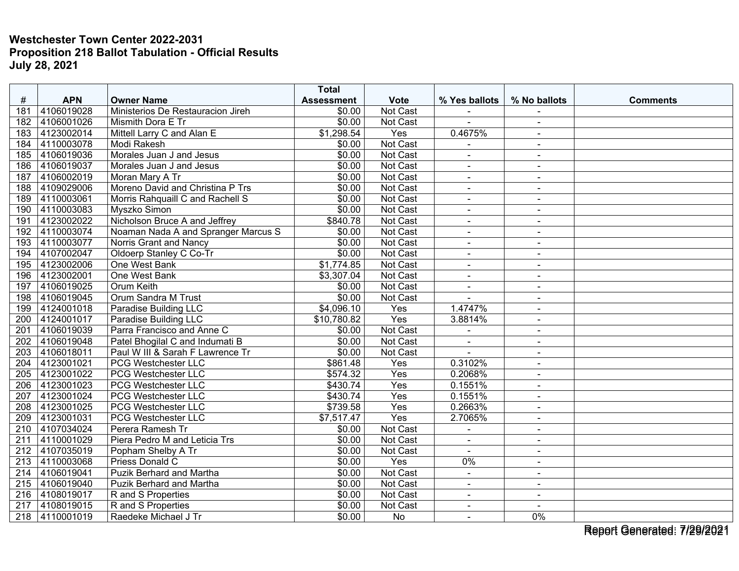**Westchester Town Center 2022-2031**
**Proposition 218 Ballot Tabulation - Official Results**
**July 28, 2021**

| # | APN | Owner Name | Total Assessment | Vote | % Yes ballots | % No ballots | Comments |
|---|---|---|---|---|---|---|---|
| 181 | 4106019028 | Ministerios De Restauracion Jireh | $0.00 | Not Cast | - | - | |
| 182 | 4106001026 | Mismith Dora E Tr | $0.00 | Not Cast | - | - | |
| 183 | 4123002014 | Mittell Larry C and Alan E | $1,298.54 | Yes | 0.4675% | - | |
| 184 | 4110003078 | Modi Rakesh | $0.00 | Not Cast | - | - | |
| 185 | 4106019036 | Morales Juan J and Jesus | $0.00 | Not Cast | - | - | |
| 186 | 4106019037 | Morales Juan J and Jesus | $0.00 | Not Cast | - | - | |
| 187 | 4106002019 | Moran Mary A Tr | $0.00 | Not Cast | - | - | |
| 188 | 4109029006 | Moreno David and Christina P Trs | $0.00 | Not Cast | - | - | |
| 189 | 4110003061 | Morris Rahquaill C and Rachell S | $0.00 | Not Cast | - | - | |
| 190 | 4110003083 | Myszko Simon | $0.00 | Not Cast | - | - | |
| 191 | 4123002022 | Nicholson Bruce A and Jeffrey | $840.78 | Not Cast | - | - | |
| 192 | 4110003074 | Noaman Nada A and Spranger Marcus S | $0.00 | Not Cast | - | - | |
| 193 | 4110003077 | Norris Grant and Nancy | $0.00 | Not Cast | - | - | |
| 194 | 4107002047 | Oldoerp Stanley C Co-Tr | $0.00 | Not Cast | - | - | |
| 195 | 4123002006 | One West Bank | $1,774.85 | Not Cast | - | - | |
| 196 | 4123002001 | One West Bank | $3,307.04 | Not Cast | - | - | |
| 197 | 4106019025 | Orum Keith | $0.00 | Not Cast | - | - | |
| 198 | 4106019045 | Orum Sandra M Trust | $0.00 | Not Cast | - | - | |
| 199 | 4124001018 | Paradise Building LLC | $4,096.10 | Yes | 1.4747% | - | |
| 200 | 4124001017 | Paradise Building LLC | $10,780.82 | Yes | 3.8814% | - | |
| 201 | 4106019039 | Parra Francisco and Anne C | $0.00 | Not Cast | - | - | |
| 202 | 4106019048 | Patel Bhogilal C and Indumati B | $0.00 | Not Cast | - | - | |
| 203 | 4106018011 | Paul W III & Sarah F Lawrence Tr | $0.00 | Not Cast | - | - | |
| 204 | 4123001021 | PCG Westchester LLC | $861.48 | Yes | 0.3102% | - | |
| 205 | 4123001022 | PCG Westchester LLC | $574.32 | Yes | 0.2068% | - | |
| 206 | 4123001023 | PCG Westchester LLC | $430.74 | Yes | 0.1551% | - | |
| 207 | 4123001024 | PCG Westchester LLC | $430.74 | Yes | 0.1551% | - | |
| 208 | 4123001025 | PCG Westchester LLC | $739.58 | Yes | 0.2663% | - | |
| 209 | 4123001031 | PCG Westchester LLC | $7,517.47 | Yes | 2.7065% | - | |
| 210 | 4107034024 | Perera Ramesh Tr | $0.00 | Not Cast | - | - | |
| 211 | 4110001029 | Piera Pedro M and Leticia Trs | $0.00 | Not Cast | - | - | |
| 212 | 4107035019 | Popham Shelby A Tr | $0.00 | Not Cast | - | - | |
| 213 | 4110003068 | Priess Donald C | $0.00 | Yes | 0% | - | |
| 214 | 4106019041 | Puzik Berhard and Martha | $0.00 | Not Cast | - | - | |
| 215 | 4106019040 | Puzik Berhard and Martha | $0.00 | Not Cast | - | - | |
| 216 | 4108019017 | R and S Properties | $0.00 | Not Cast | - | - | |
| 217 | 4108019015 | R and S Properties | $0.00 | Not Cast | - | - | |
| 218 | 4110001019 | Raedeke Michael J Tr | $0.00 | No | - | 0% | |

Report Generated: 7/29/2021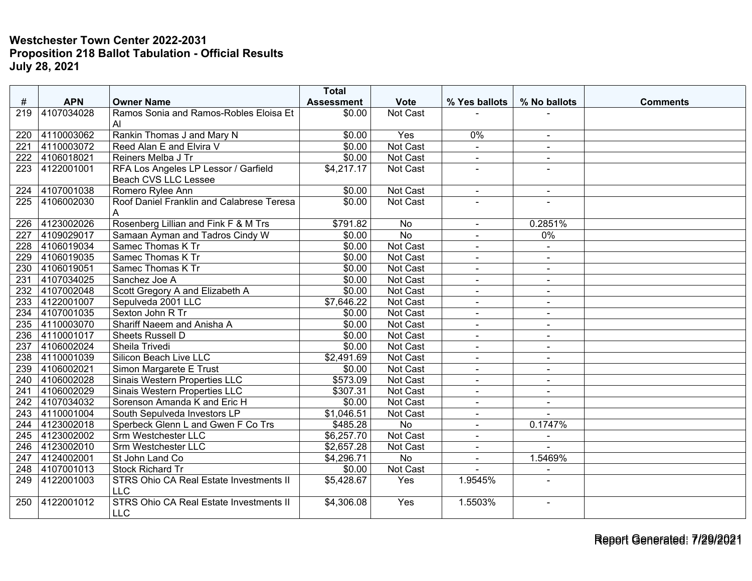**Westchester Town Center 2022-2031**
**Proposition 218 Ballot Tabulation - Official Results**
**July 28, 2021**

| # | APN | Owner Name | Total Assessment | Vote | % Yes ballots | % No ballots | Comments |
|---|---|---|---|---|---|---|---|
| 219 | 4107034028 | Ramos Sonia and Ramos-Robles Eloisa Et Al | $0.00 | Not Cast | - | - | |
| 220 | 4110003062 | Rankin Thomas J and Mary N | $0.00 | Yes | 0% | - | |
| 221 | 4110003072 | Reed Alan E and Elvira V | $0.00 | Not Cast | - | - | |
| 222 | 4106018021 | Reiners Melba J Tr | $0.00 | Not Cast | - | - | |
| 223 | 4122001001 | RFA Los Angeles LP Lessor / Garfield Beach CVS LLC Lessee | $4,217.17 | Not Cast | - | - | |
| 224 | 4107001038 | Romero Rylee Ann | $0.00 | Not Cast | - | - | |
| 225 | 4106002030 | Roof Daniel Franklin and Calabrese Teresa A | $0.00 | Not Cast | - | - | |
| 226 | 4123002026 | Rosenberg Lillian and Fink F & M Trs | $791.82 | No | - | 0.2851% | |
| 227 | 4109029017 | Samaan Ayman and Tadros Cindy W | $0.00 | No | - | 0% | |
| 228 | 4106019034 | Samec Thomas K Tr | $0.00 | Not Cast | - | - | |
| 229 | 4106019035 | Samec Thomas K Tr | $0.00 | Not Cast | - | - | |
| 230 | 4106019051 | Samec Thomas K Tr | $0.00 | Not Cast | - | - | |
| 231 | 4107034025 | Sanchez Joe A | $0.00 | Not Cast | - | - | |
| 232 | 4107002048 | Scott Gregory A and Elizabeth A | $0.00 | Not Cast | - | - | |
| 233 | 4122001007 | Sepulveda 2001 LLC | $7,646.22 | Not Cast | - | - | |
| 234 | 4107001035 | Sexton John R Tr | $0.00 | Not Cast | - | - | |
| 235 | 4110003070 | Shariff Naeem and Anisha A | $0.00 | Not Cast | - | - | |
| 236 | 4110001017 | Sheets Russell D | $0.00 | Not Cast | - | - | |
| 237 | 4106002024 | Sheila Trivedi | $0.00 | Not Cast | - | - | |
| 238 | 4110001039 | Silicon Beach Live LLC | $2,491.69 | Not Cast | - | - | |
| 239 | 4106002021 | Simon Margarete E Trust | $0.00 | Not Cast | - | - | |
| 240 | 4106002028 | Sinais Western Properties LLC | $573.09 | Not Cast | - | - | |
| 241 | 4106002029 | Sinais Western Properties LLC | $307.31 | Not Cast | - | - | |
| 242 | 4107034032 | Sorenson Amanda K and Eric H | $0.00 | Not Cast | - | - | |
| 243 | 4110001004 | South Sepulveda Investors LP | $1,046.51 | Not Cast | - | - | |
| 244 | 4123002018 | Sperbeck Glenn L and Gwen F Co Trs | $485.28 | No | - | 0.1747% | |
| 245 | 4123002002 | Srm Westchester LLC | $6,257.70 | Not Cast | - | - | |
| 246 | 4123002010 | Srm Westchester LLC | $2,657.28 | Not Cast | - | - | |
| 247 | 4124002001 | St John Land Co | $4,296.71 | No | - | 1.5469% | |
| 248 | 4107001013 | Stock Richard Tr | $0.00 | Not Cast | - | - | |
| 249 | 4122001003 | STRS Ohio CA Real Estate Investments II LLC | $5,428.67 | Yes | 1.9545% | - | |
| 250 | 4122001012 | STRS Ohio CA Real Estate Investments II LLC | $4,306.08 | Yes | 1.5503% | - | |

Report Generated: 7/29/2021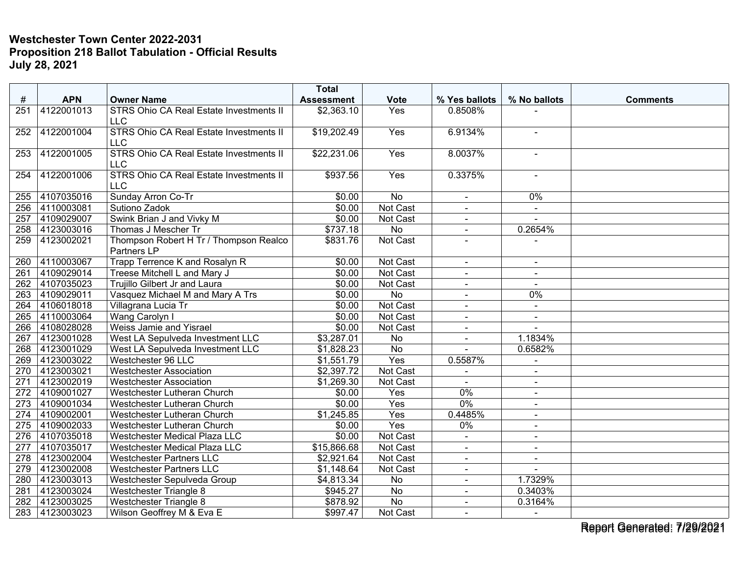**Westchester Town Center 2022-2031**
**Proposition 218 Ballot Tabulation - Official Results**
**July 28, 2021**

| # | APN | Owner Name | Total Assessment | Vote | % Yes ballots | % No ballots | Comments |
|---|---|---|---|---|---|---|---|
| 251 | 4122001013 | STRS Ohio CA Real Estate Investments II LLC | $2,363.10 | Yes | 0.8508% | - | |
| 252 | 4122001004 | STRS Ohio CA Real Estate Investments II LLC | $19,202.49 | Yes | 6.9134% | - | |
| 253 | 4122001005 | STRS Ohio CA Real Estate Investments II LLC | $22,231.06 | Yes | 8.0037% | - | |
| 254 | 4122001006 | STRS Ohio CA Real Estate Investments II LLC | $937.56 | Yes | 0.3375% | - | |
| 255 | 4107035016 | Sunday Arron Co-Tr | $0.00 | No | - | 0% | |
| 256 | 4110003081 | Sutiono Zadok | $0.00 | Not Cast | - | - | |
| 257 | 4109029007 | Swink Brian J and Vivky M | $0.00 | Not Cast | - | - | |
| 258 | 4123003016 | Thomas J Mescher Tr | $737.18 | No | - | 0.2654% | |
| 259 | 4123002021 | Thompson Robert H Tr / Thompson Realco Partners LP | $831.76 | Not Cast | - | - | |
| 260 | 4110003067 | Trapp Terrence K and Rosalyn R | $0.00 | Not Cast | - | - | |
| 261 | 4109029014 | Treese Mitchell L and Mary J | $0.00 | Not Cast | - | - | |
| 262 | 4107035023 | Trujillo Gilbert Jr and Laura | $0.00 | Not Cast | - | - | |
| 263 | 4109029011 | Vasquez Michael M and Mary A Trs | $0.00 | No | - | 0% | |
| 264 | 4106018018 | Villagrana Lucia Tr | $0.00 | Not Cast | - | - | |
| 265 | 4110003064 | Wang Carolyn I | $0.00 | Not Cast | - | - | |
| 266 | 4108028028 | Weiss Jamie and Yisrael | $0.00 | Not Cast | - | - | |
| 267 | 4123001028 | West LA Sepulveda Investment LLC | $3,287.01 | No | - | 1.1834% | |
| 268 | 4123001029 | West LA Sepulveda Investment LLC | $1,828.23 | No | - | 0.6582% | |
| 269 | 4123003022 | Westchester 96 LLC | $1,551.79 | Yes | 0.5587% | - | |
| 270 | 4123003021 | Westchester Association | $2,397.72 | Not Cast | - | - | |
| 271 | 4123002019 | Westchester Association | $1,269.30 | Not Cast | - | - | |
| 272 | 4109001027 | Westchester Lutheran Church | $0.00 | Yes | 0% | - | |
| 273 | 4109001034 | Westchester Lutheran Church | $0.00 | Yes | 0% | - | |
| 274 | 4109002001 | Westchester Lutheran Church | $1,245.85 | Yes | 0.4485% | - | |
| 275 | 4109002033 | Westchester Lutheran Church | $0.00 | Yes | 0% | - | |
| 276 | 4107035018 | Westchester Medical Plaza LLC | $0.00 | Not Cast | - | - | |
| 277 | 4107035017 | Westchester Medical Plaza LLC | $15,866.68 | Not Cast | - | - | |
| 278 | 4123002004 | Westchester Partners LLC | $2,921.64 | Not Cast | - | - | |
| 279 | 4123002008 | Westchester Partners LLC | $1,148.64 | Not Cast | - | - | |
| 280 | 4123003013 | Westchester Sepulveda Group | $4,813.34 | No | - | 1.7329% | |
| 281 | 4123003024 | Westchester Triangle 8 | $945.27 | No | - | 0.3403% | |
| 282 | 4123003025 | Westchester Triangle 8 | $878.92 | No | - | 0.3164% | |
| 283 | 4123003023 | Wilson Geoffrey M & Eva E | $997.47 | Not Cast | - | - | |

Report Generated: 7/29/2021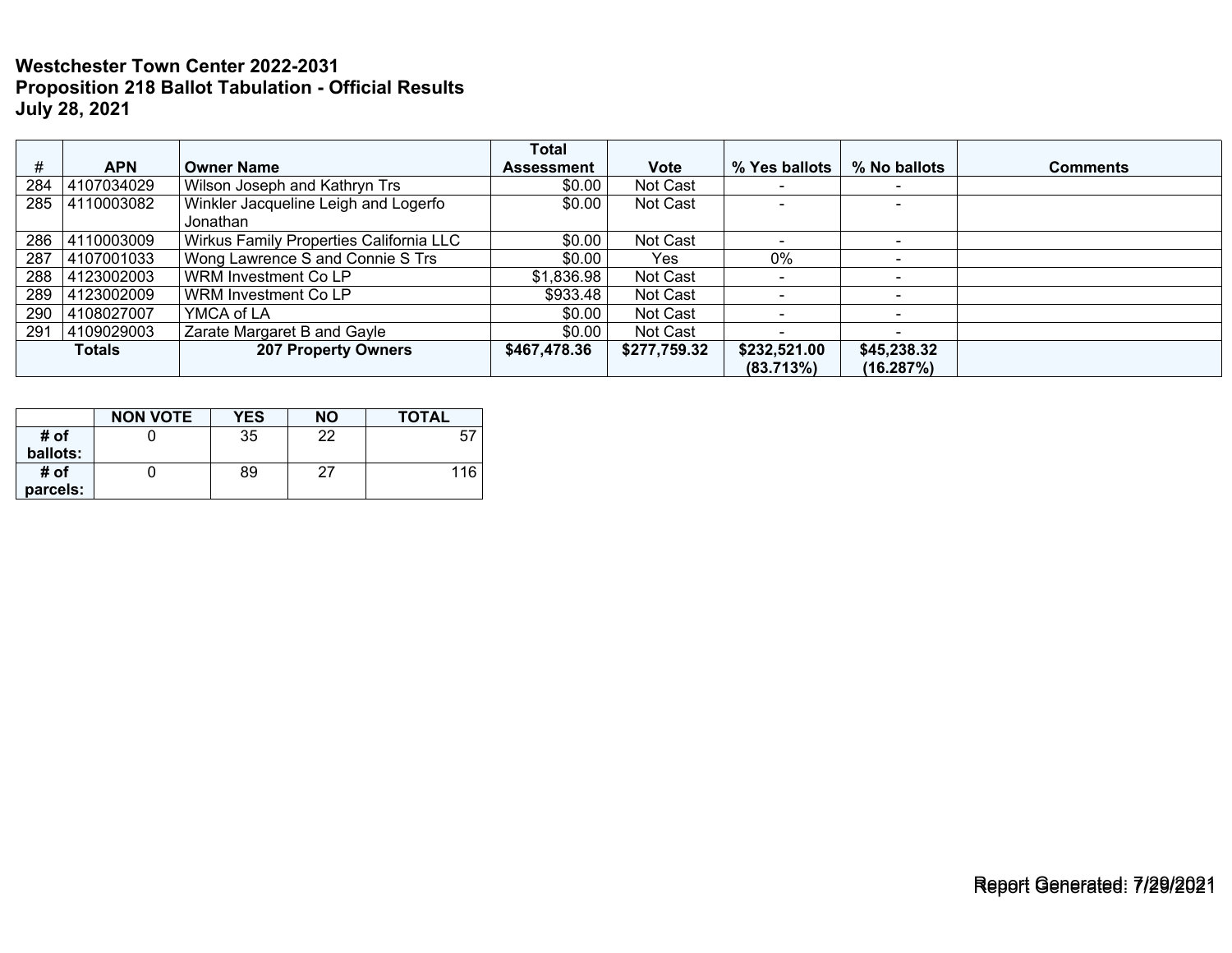**Westchester Town Center 2022-2031**
**Proposition 218 Ballot Tabulation - Official Results**
**July 28, 2021**

| # | APN | Owner Name | Total Assessment | Vote | % Yes ballots | % No ballots | Comments |
|---|---|---|---|---|---|---|---|
| 284 | 4107034029 | Wilson Joseph and Kathryn Trs | $0.00 | Not Cast | - | - | |
| 285 | 4110003082 | Winkler Jacqueline Leigh and Logerfo Jonathan | $0.00 | Not Cast | - | - | |
| 286 | 4110003009 | Wirkus Family Properties California LLC | $0.00 | Not Cast | - | - | |
| 287 | 4107001033 | Wong Lawrence S and Connie S Trs | $0.00 | Yes | 0% | - | |
| 288 | 4123002003 | WRM Investment Co LP | $1,836.98 | Not Cast | - | - | |
| 289 | 4123002009 | WRM Investment Co LP | $933.48 | Not Cast | - | - | |
| 290 | 4108027007 | YMCA of LA | $0.00 | Not Cast | - | - | |
| 291 | 4109029003 | Zarate Margaret B and Gayle | $0.00 | Not Cast | - | - | |
| **Totals** | | **207 Property Owners** | **$467,478.36** | **$277,759.32** | **$232,521.00 (83.713%)** | **$45,238.32 (16.287%)** | |

| | NON VOTE | YES | NO | TOTAL |
|---|---|---|---|---|
| **# of ballots:** | 0 | 35 | 22 | 57 |
| **# of parcels:** | 0 | 89 | 27 | 116 |

Report Generated: 7/29/2021